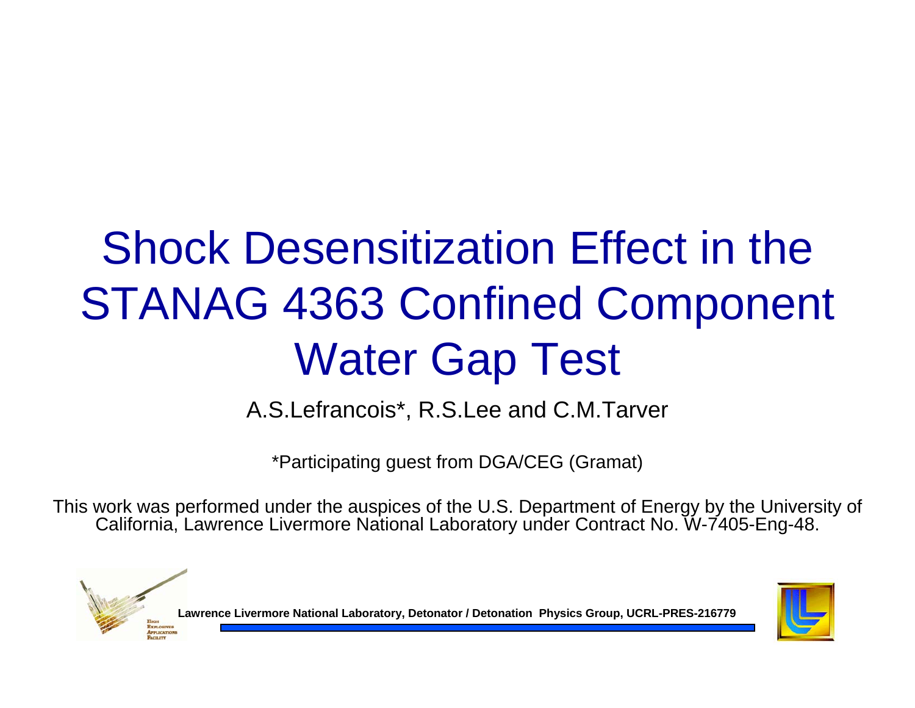# Shock Desensitization Effect in the STANAG 4363 Confined Component Water Gap Test

A.S.Lefrancois*, R.S.Lee and C.M.Tarver

*Participating guest from DGA/CEG (Gramat)

This work was performed under the auspices of the U.S. Department of Energy by the University of California, Lawrence Livermore National Laboratory under Contract No. W-7405-Eng-48.

**Lawrence Livermore National Laboratory, Detonator / Detonation Physics Group, UCRL-PRES-216779**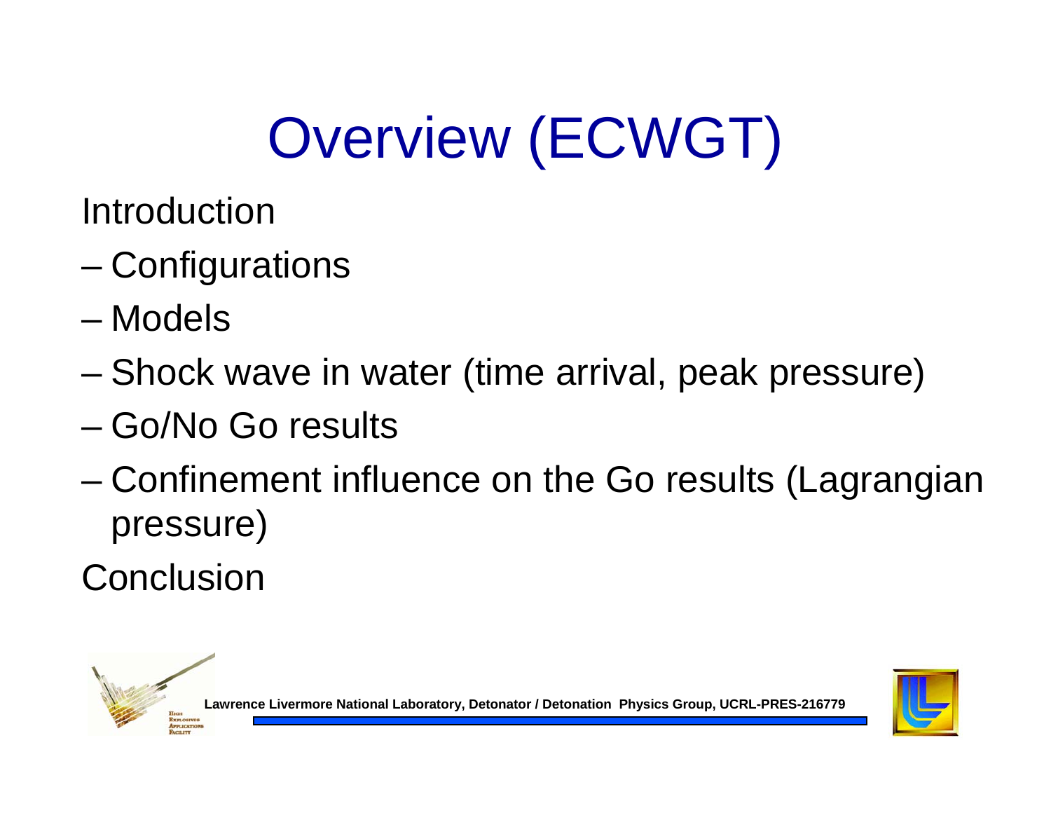# Overview (ECWGT)

Introduction

- Configurations
- Models
- Shock wave in water (time arrival, peak pressure)
- Go/No Go results
- Confinement influence on the Go results (Lagrangian pressure)

Conclusion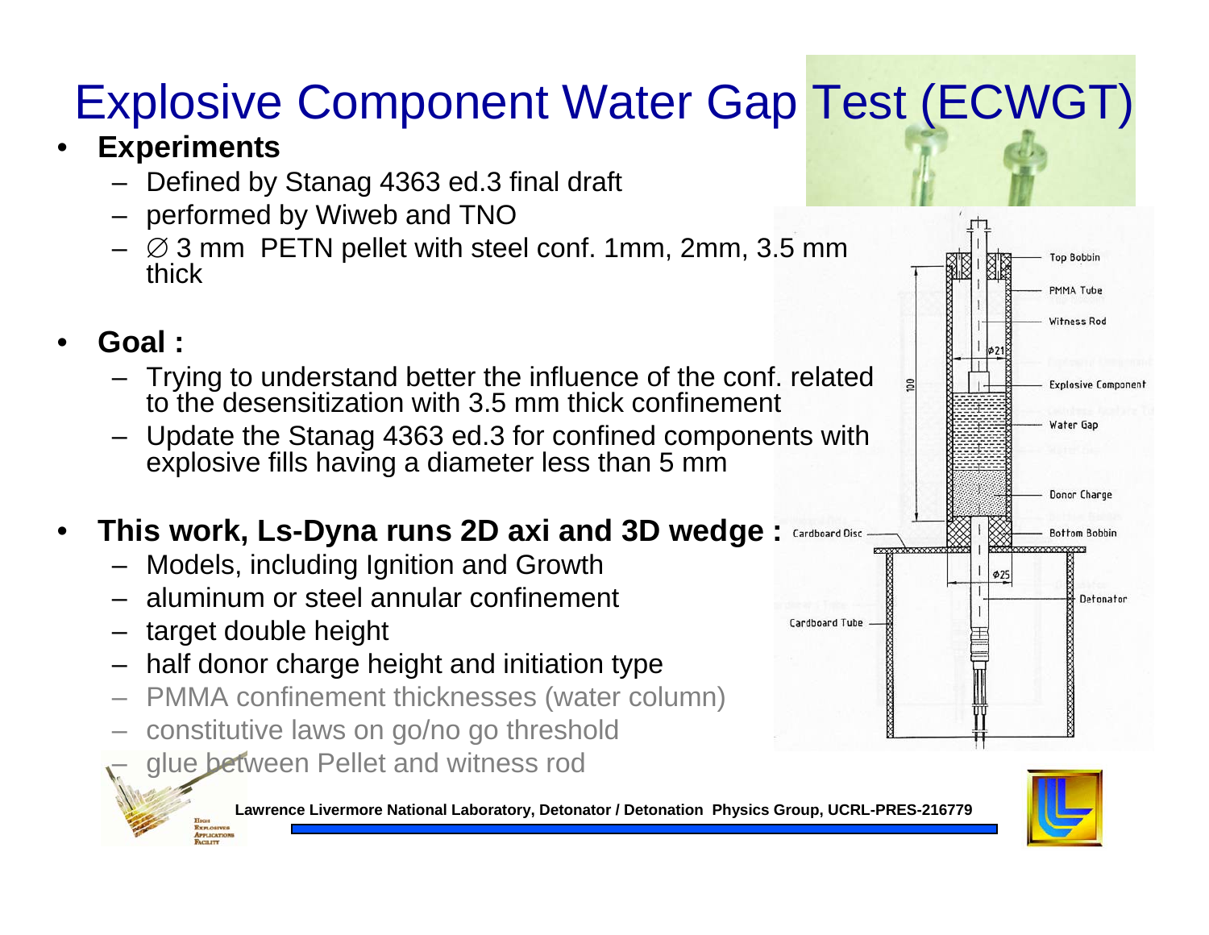# Explosive Component Water Gap Test (ECWGT)

- **Experiments**
  - Defined by Stanag 4363 ed.3 final draft
  - performed by Wiweb and TNO
  - ∅ 3 mm PETN pellet with steel conf. 1mm, 2mm, 3.5 mm thick

- **Goal :**
  - Trying to understand better the influence of the conf. related to the desensitization with 3.5 mm thick confinement
  - Update the Stanag 4363 ed.3 for confined components with explosive fills having a diameter less than 5 mm

- **This work, Ls-Dyna runs 2D axi and 3D wedge :**
  - Models, including Ignition and Growth
  - aluminum or steel annular confinement
  - target double height
  - half donor charge height and initiation type
  - PMMA confinement thicknesses (water column)
  - constitutive laws on go/no go threshold
  - glue between Pellet and witness rod

Top Bobbin
PMMA Tube
Witness Rod
Explosive Component
Water Gap
Donor Charge
Bottom Bobbin
Cardboard Disc
Detonator
Cardboard Tube
ϕ21
ϕ25
100

Lawrence Livermore National Laboratory, Detonator / Detonation Physics Group, UCRL-PRES-216779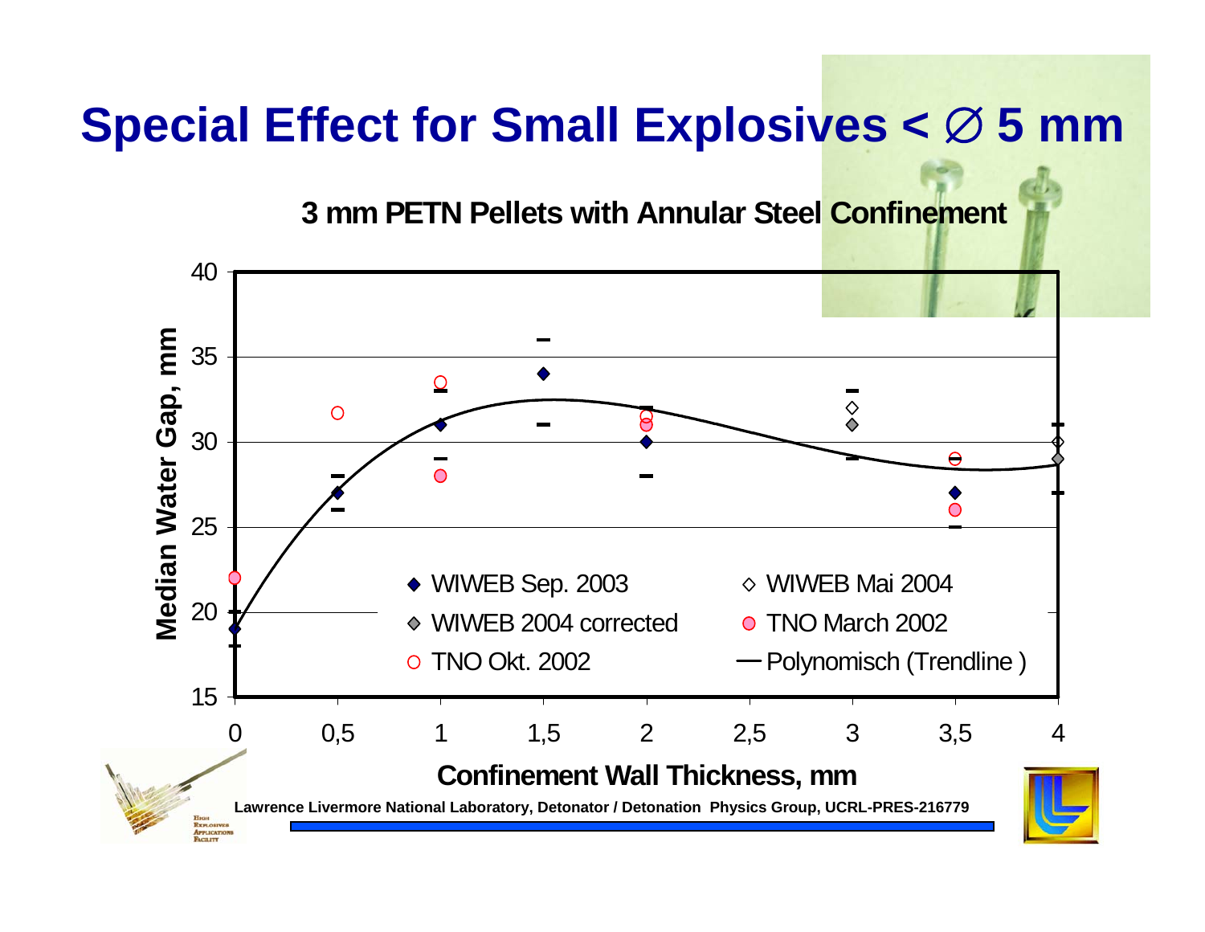# Special Effect for Small Explosives < ∅ 5 mm

**3 mm PETN Pellets with Annular Steel Confinement**

Median Water Gap, mm

- ◆ WIWEB Sep. 2003
- ◇ WIWEB Mai 2004
- ◈ WIWEB 2004 corrected
- ● TNO March 2002
- ○ TNO Okt. 2002
- — Polynomisch (Trendline )

Confinement Wall Thickness, mm

Lawrence Livermore National Laboratory, Detonator / Detonation Physics Group, UCRL-PRES-216779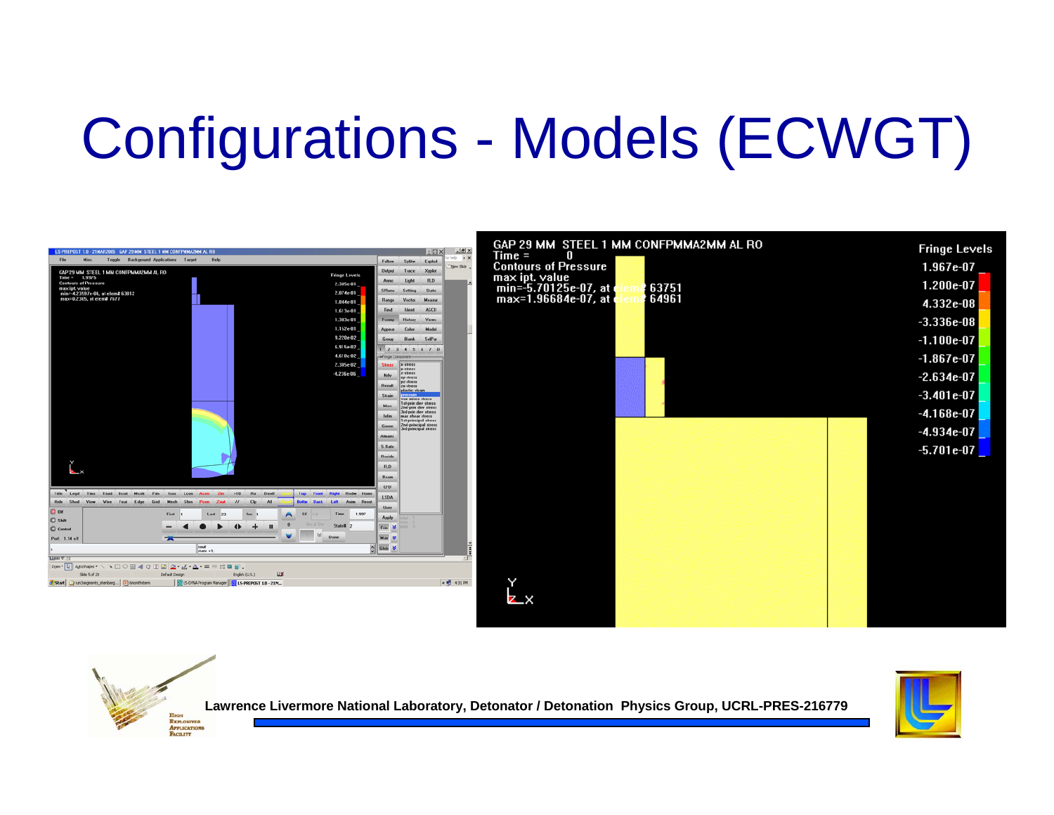# Configurations - Models (ECWGT)

GAP 29 MM STEEL 1 MM CONFPMMA2MM AL RO
Time = 0
Contours of Pressure
max ipt. value
min=-5.70125e-07, at elem# 63751
max=1.96684e-07, at elem# 64961

Fringe Levels

1.967e-07
1.200e-07
4.332e-08
-3.336e-08
-1.100e-07
-1.867e-07
-2.634e-07
-3.401e-07
-4.168e-07
-4.934e-07
-5.701e-07

Lawrence Livermore National Laboratory, Detonator / Detonation Physics Group, UCRL-PRES-216779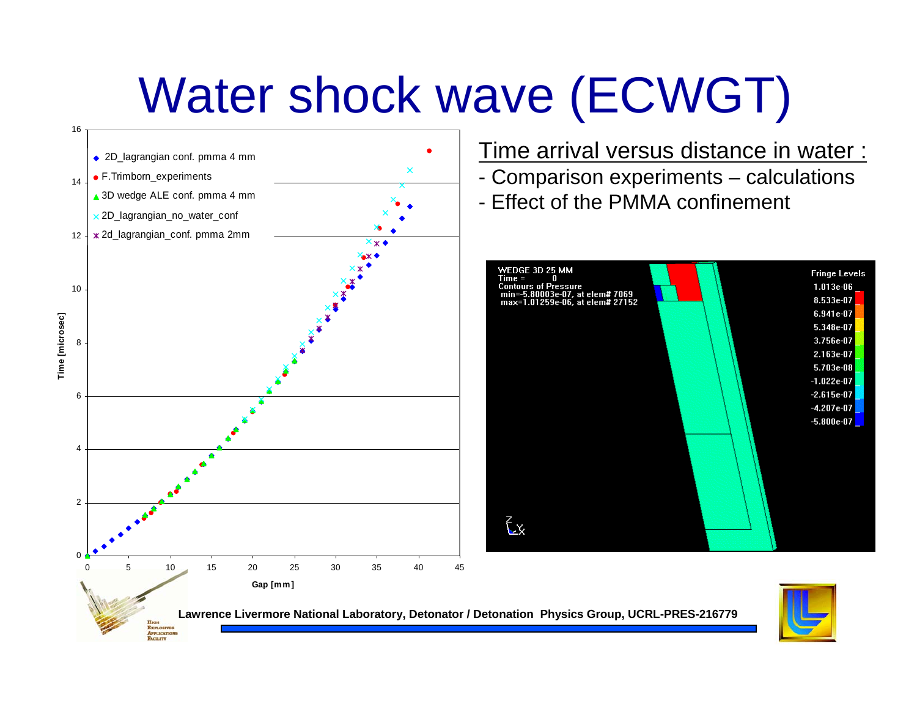# Water shock wave (ECWGT)

Time arrival versus distance in water :

- Comparison experiments – calculations
- Effect of the PMMA confinement

Lawrence Livermore National Laboratory, Detonator / Detonation Physics Group, UCRL-PRES-216779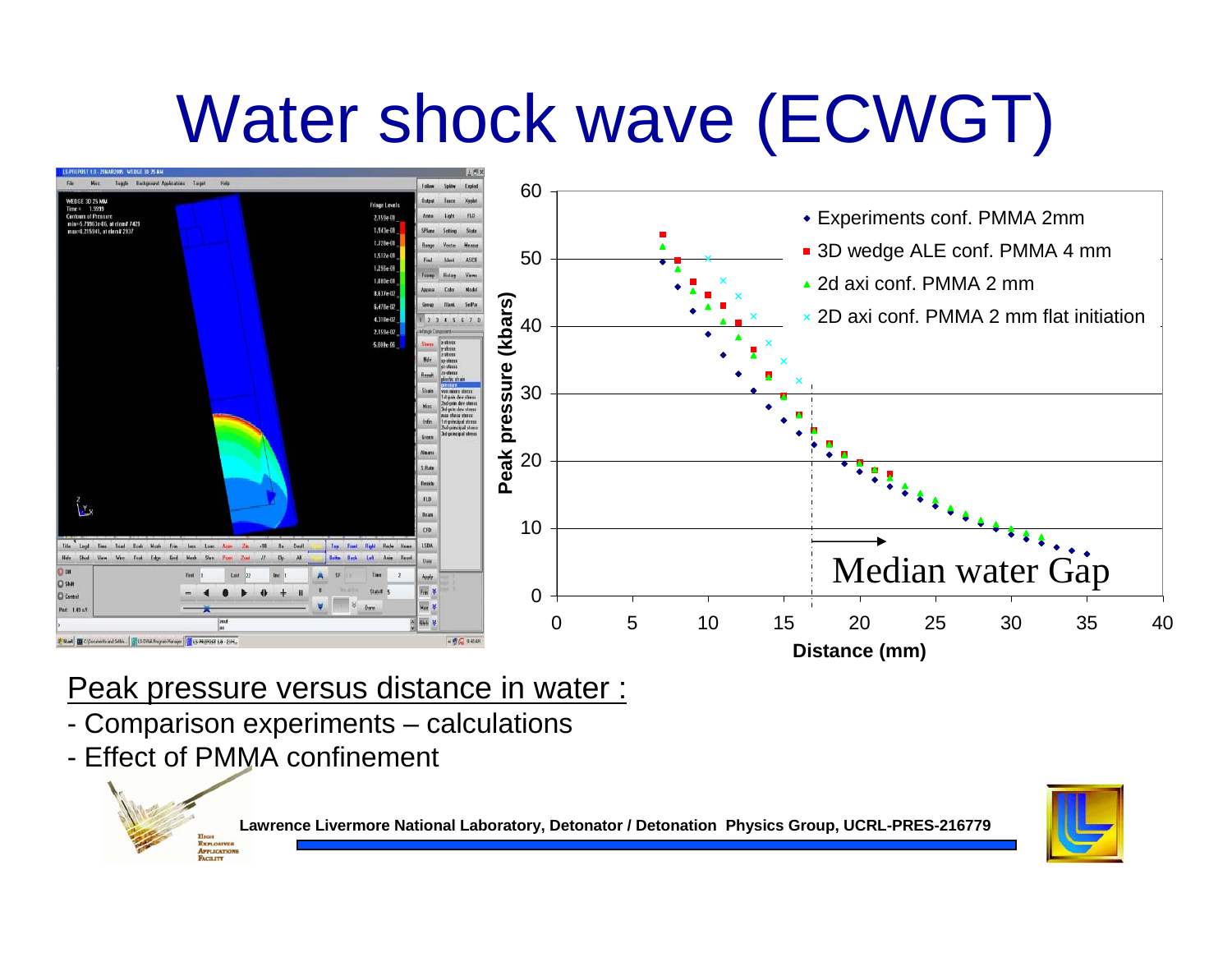# Water shock wave (ECWGT)

Peak pressure versus distance in water :

- Comparison experiments – calculations
- Effect of PMMA confinement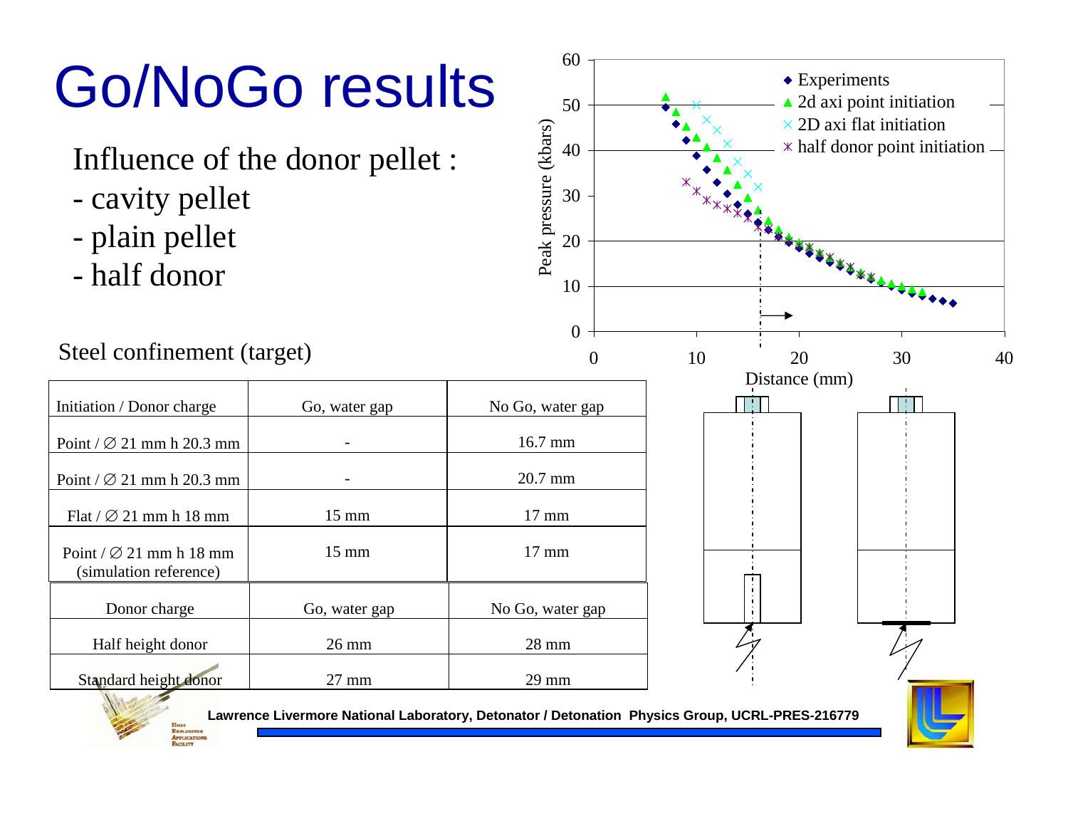# Go/NoGo results

Influence of the donor pellet :

- cavity pellet
- plain pellet
- half donor

Steel confinement (target)

| Initiation / Donor charge | Go, water gap | No Go, water gap |
|---|---|---|
| Point / ∅ 21 mm h 20.3 mm | - | 16.7 mm |
| Point / ∅ 21 mm h 20.3 mm | - | 20.7 mm |
| Flat / ∅ 21 mm h 18 mm | 15 mm | 17 mm |
| Point / ∅ 21 mm h 18 mm (simulation reference) | 15 mm | 17 mm |

| Donor charge | Go, water gap | No Go, water gap |
|---|---|---|
| Half height donor | 26 mm | 28 mm |
| Standard height donor | 27 mm | 29 mm |

Peak pressure (kbars) vs. Distance (mm)

- Experiments
- 2d axi point initiation
- 2D axi flat initiation
- half donor point initiation

Lawrence Livermore National Laboratory, Detonator / Detonation Physics Group, UCRL-PRES-216779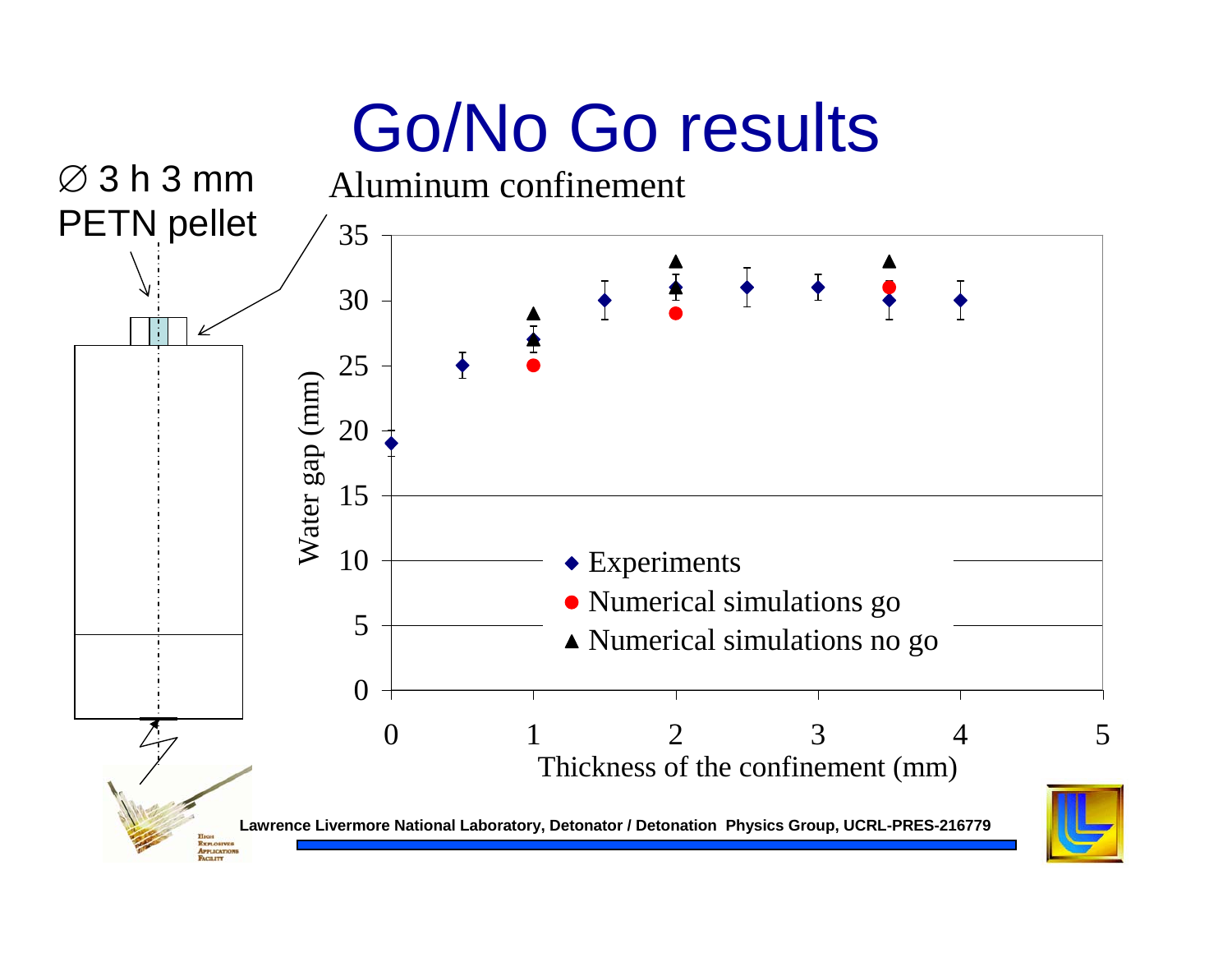# Go/No Go results

∅ 3 h 3 mm
PETN pellet

Aluminum confinement

Water gap (mm)

Thickness of the confinement (mm)

- ◆ Experiments
- ● Numerical simulations go
- ▲ Numerical simulations no go

Lawrence Livermore National Laboratory, Detonator / Detonation Physics Group, UCRL-PRES-216779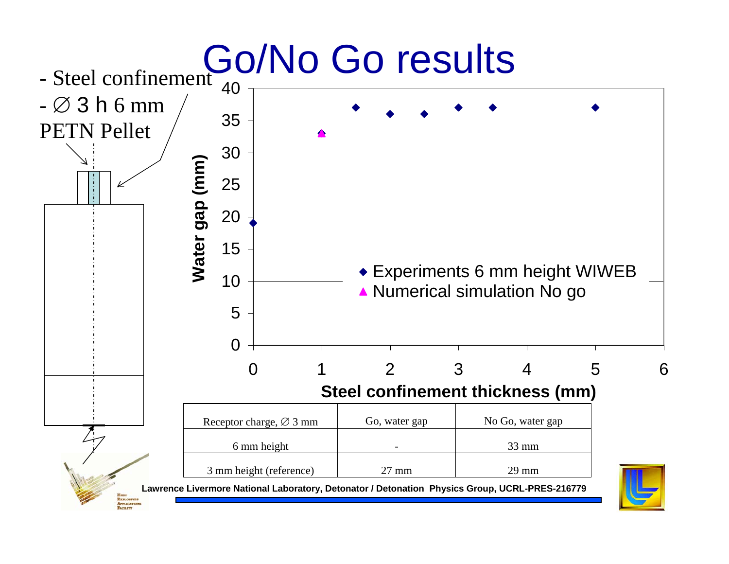# Go/No Go results

- Steel confinement
- ∅ 3 h 6 mm PETN Pellet

| Receptor charge, ∅ 3 mm | Go, water gap | No Go, water gap |
|---|---|---|
| 6 mm height | - | 33 mm |
| 3 mm height (reference) | 27 mm | 29 mm |

Lawrence Livermore National Laboratory, Detonator / Detonation Physics Group, UCRL-PRES-216779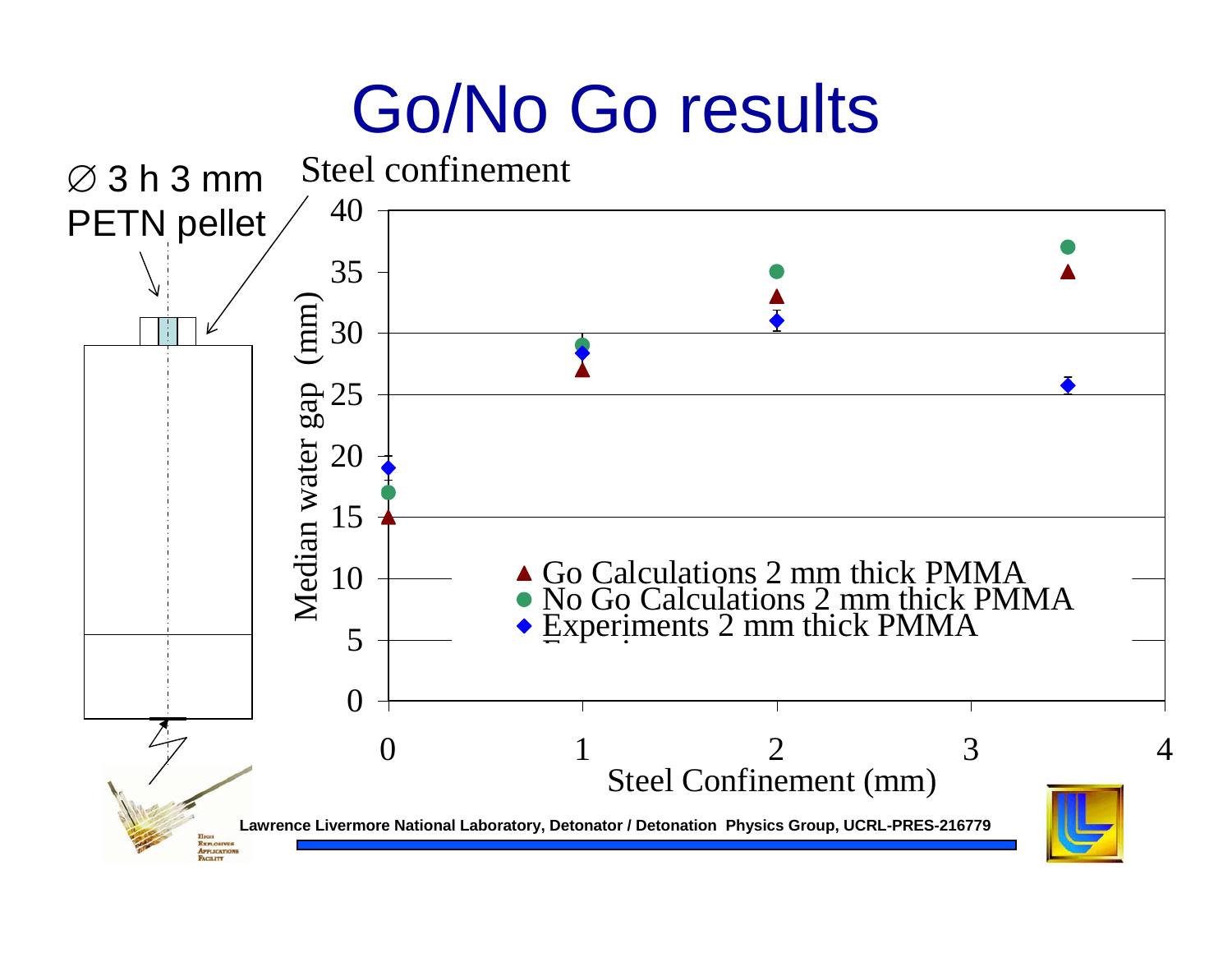# Go/No Go results

∅ 3 h 3 mm PETN pellet

Steel confinement

| Steel Confinement (mm) | Go Calculations 2 mm thick PMMA | No Go Calculations 2 mm thick PMMA | Experiments 2 mm thick PMMA |
|---|---|---|---|
| 0 | 15 | 17 | 19 |
| 1 | 27 | 29 | 28.4 |
| 2 | 33 | 35 | 31 |
| 3.5 | 35 | 37 | 25.8 |

Median water gap (mm)

Lawrence Livermore National Laboratory, Detonator / Detonation Physics Group, UCRL-PRES-216779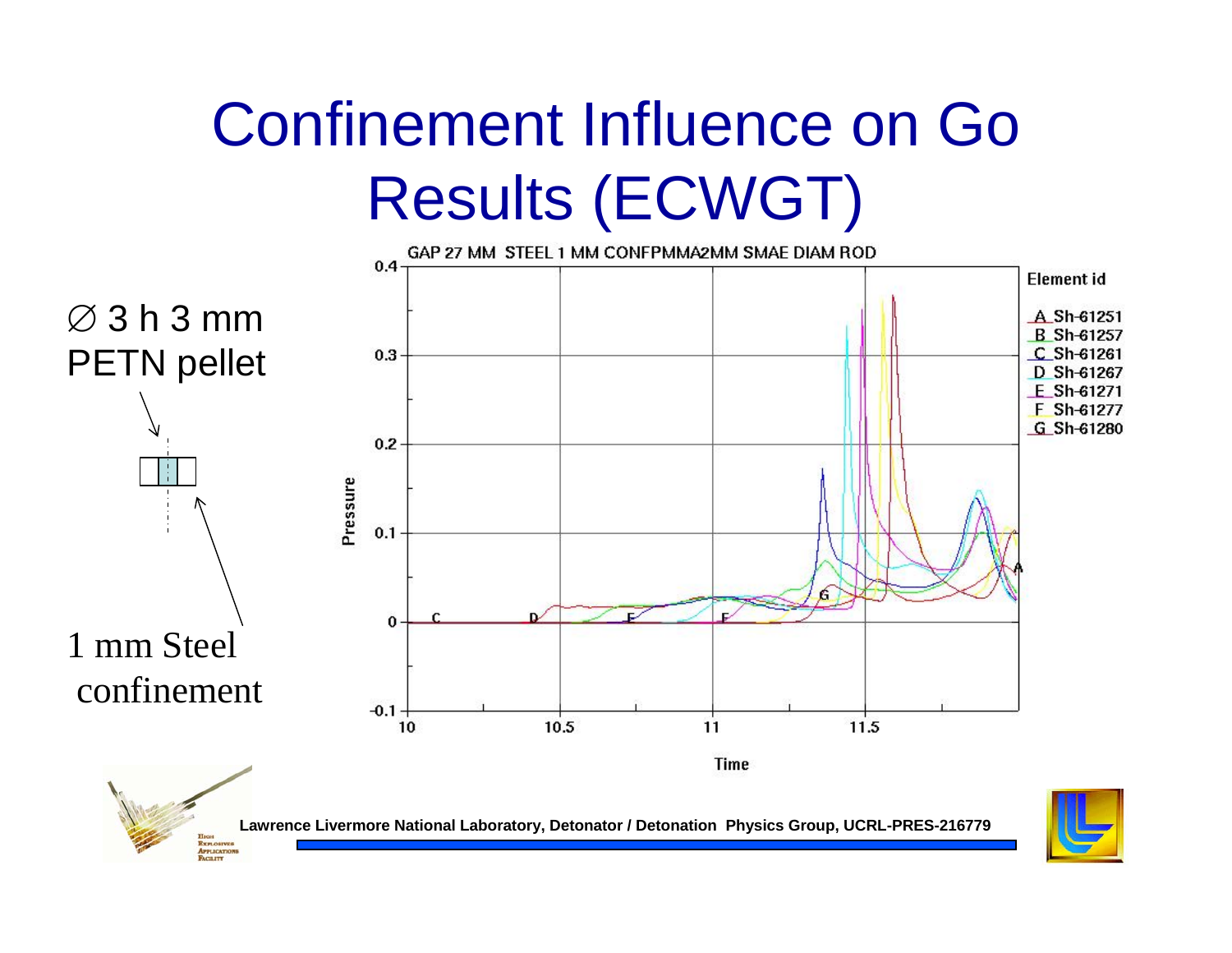# Confinement Influence on Go Results (ECWGT)

∅ 3 h 3 mm PETN pellet

1 mm Steel confinement

GAP 27 MM STEEL 1 MM CONFPMMA2MM SMAE DIAM ROD

Element id

- A Sh-61251
- B Sh-61257
- C Sh-61261
- D Sh-61267
- E Sh-61271
- F Sh-61277
- G Sh-61280

Pressure

Time

Lawrence Livermore National Laboratory, Detonator / Detonation Physics Group, UCRL-PRES-216779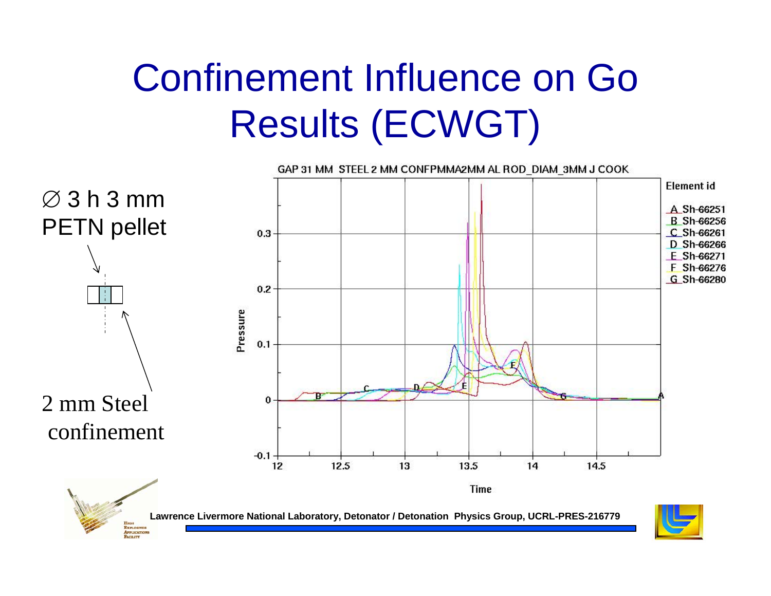# Confinement Influence on Go Results (ECWGT)

$\varnothing$ 3 h 3 mm PETN pellet

2 mm Steel confinement

GAP 31 MM STEEL 2 MM CONFPMMA2MM AL ROD_DIAM_3MM J COOK

Element id

- A Sh-66251
- B Sh-66256
- C Sh-66261
- D Sh-66266
- E Sh-66271
- F Sh-66276
- G Sh-66280

Pressure

Time

Lawrence Livermore National Laboratory, Detonator / Detonation Physics Group, UCRL-PRES-216779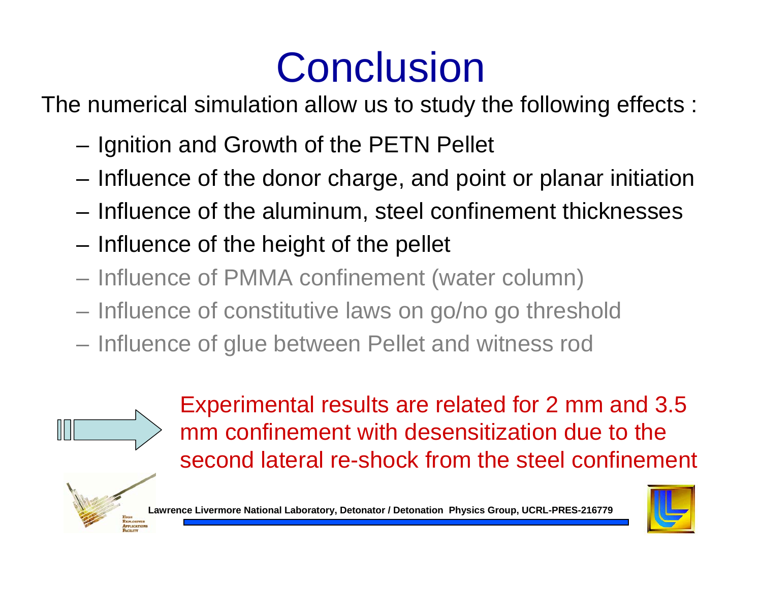# Conclusion

The numerical simulation allow us to study the following effects :

- Ignition and Growth of the PETN Pellet
- Influence of the donor charge, and point or planar initiation
- Influence of the aluminum, steel confinement thicknesses
- Influence of the height of the pellet
- Influence of PMMA confinement (water column)
- Influence of constitutive laws on go/no go threshold
- Influence of glue between Pellet and witness rod

Experimental results are related for 2 mm and 3.5 mm confinement with desensitization due to the second lateral re-shock from the steel confinement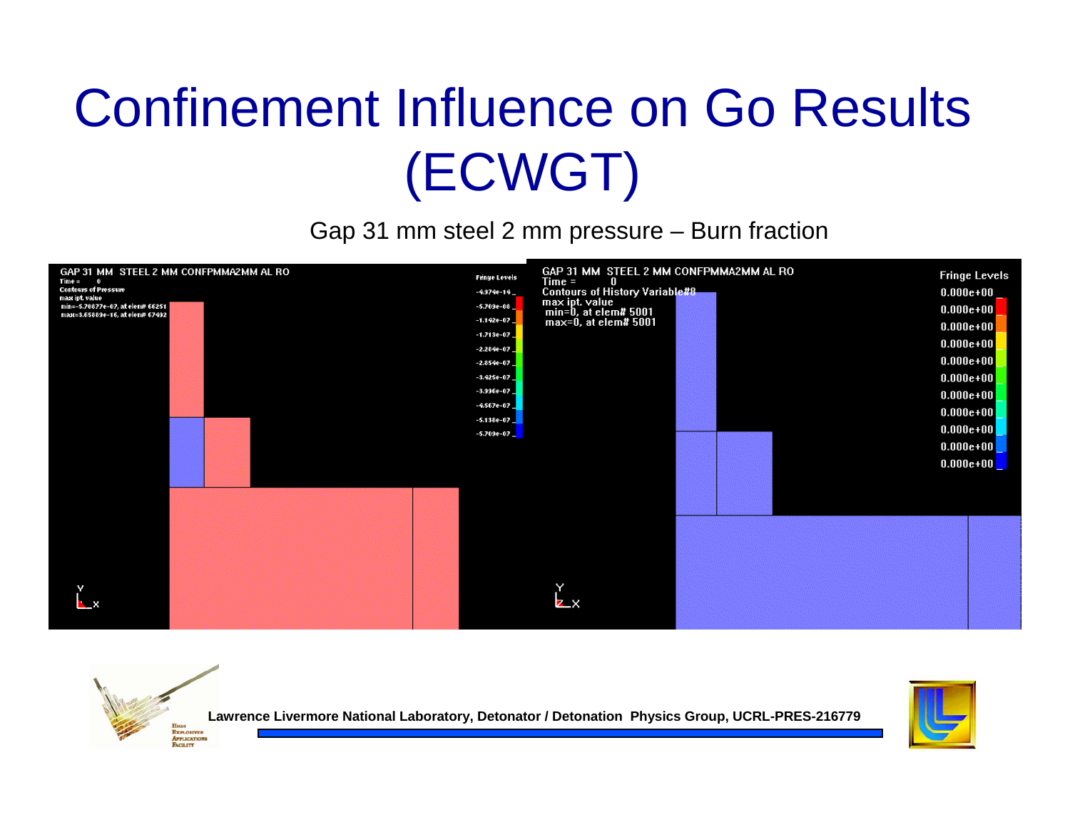# Confinement Influence on Go Results (ECWGT)

Gap 31 mm steel 2 mm pressure – Burn fraction

GAP 31 MM STEEL 2 MM CONFPMMA2MM AL RO
Time = 0
Contours of Pressure
max ipt. value
min=-5.70877e-07, at elem# 66251
max=3.65889e-16, at elem# 67492

Fringe Levels
-4.974e-14
-5.709e-08
-1.142e-07
-1.713e-07
-2.284e-07
-2.854e-07
-3.425e-07
-3.996e-07
-4.567e-07
-5.138e-07
-5.709e-07

GAP 31 MM STEEL 2 MM CONFPMMA2MM AL RO
Time = 0
Contours of History Variable#8
max ipt. value
min=0, at elem# 5001
max=0, at elem# 5001

Fringe Levels
0.000e+00
0.000e+00
0.000e+00
0.000e+00
0.000e+00
0.000e+00
0.000e+00
0.000e+00
0.000e+00
0.000e+00
0.000e+00

**Lawrence Livermore National Laboratory, Detonator / Detonation Physics Group, UCRL-PRES-216779**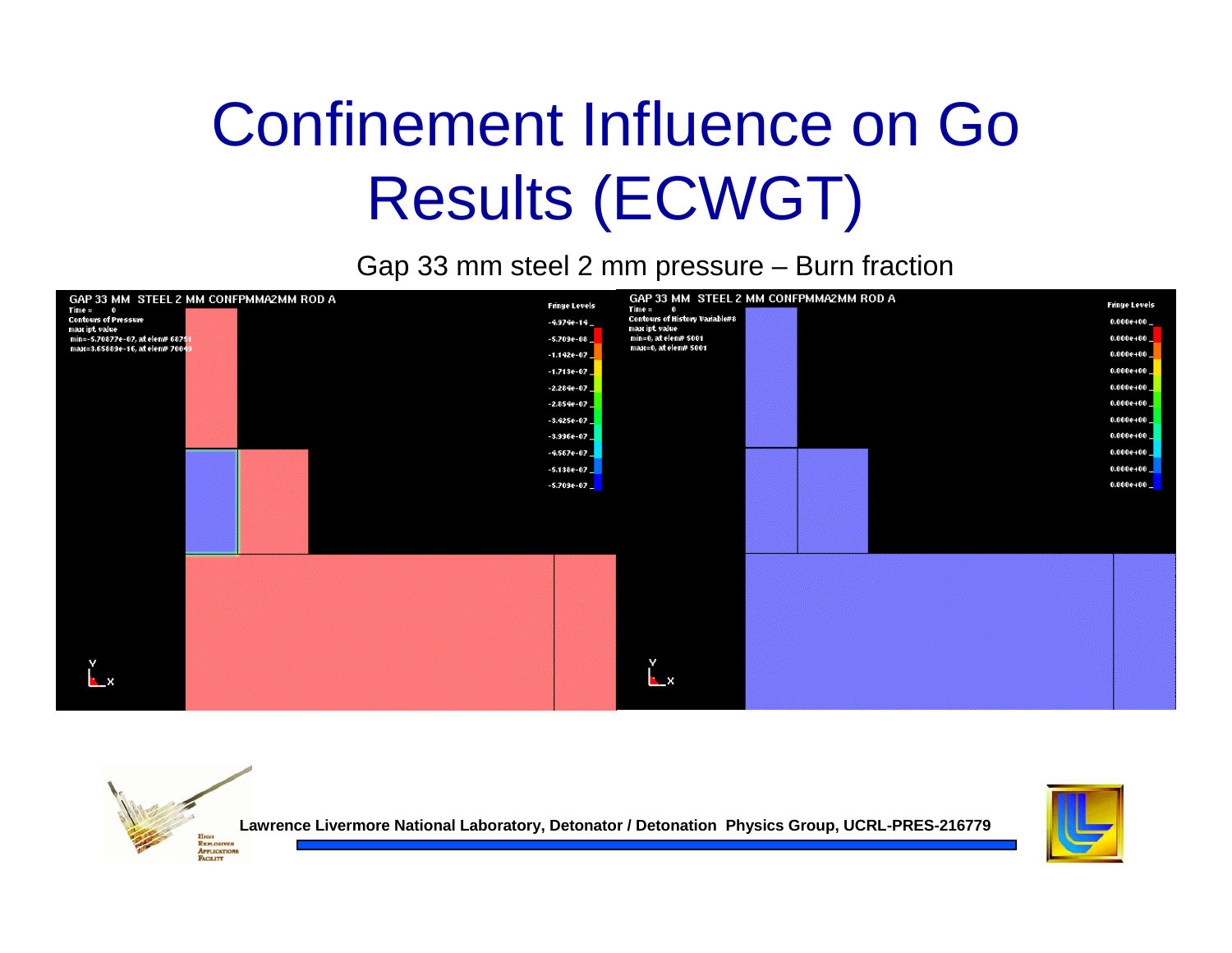# Confinement Influence on Go Results (ECWGT)

Gap 33 mm steel 2 mm pressure – Burn fraction

GAP 33 MM STEEL 2 MM CONFPMMA2MM ROD A
Time = 0
Contours of Pressure
max ipt. value
min=-5.70877e-07, at elem# 68751
max=3.65889e-16, at elem# 70040

Fringe Levels

| |
|---|
| -4.974e-14 |
| -5.709e-08 |
| -1.142e-07 |
| -1.713e-07 |
| -2.284e-07 |
| -2.854e-07 |
| -3.425e-07 |
| -3.996e-07 |
| -4.567e-07 |
| -5.138e-07 |
| -5.709e-07 |

GAP 33 MM STEEL 2 MM CONFPMMA2MM ROD A
Time = 0
Contours of History Variable#8
max ipt. value
min=0, at elem# 5001
max=0, at elem# 5001

Fringe Levels

| |
|---|
| 0.000e+00 |
| 0.000e+00 |
| 0.000e+00 |
| 0.000e+00 |
| 0.000e+00 |
| 0.000e+00 |
| 0.000e+00 |
| 0.000e+00 |
| 0.000e+00 |
| 0.000e+00 |
| 0.000e+00 |

Lawrence Livermore National Laboratory, Detonator / Detonation Physics Group, UCRL-PRES-216779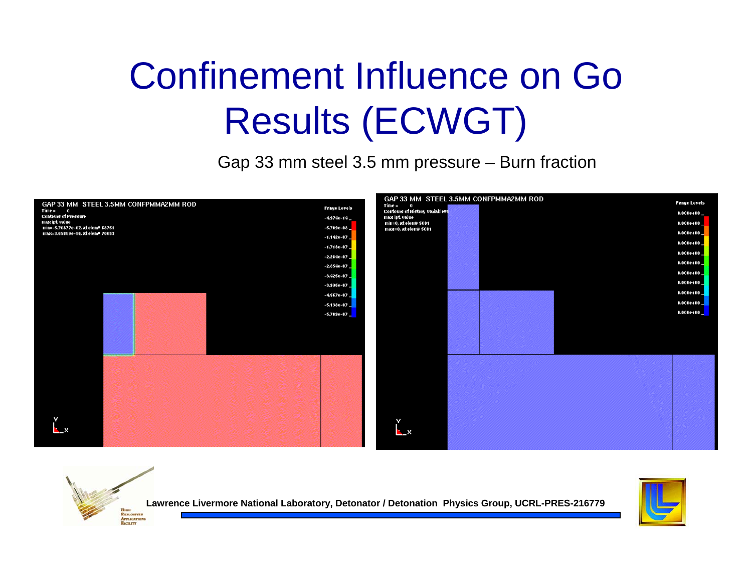# Confinement Influence on Go Results (ECWGT)

Gap 33 mm steel 3.5 mm pressure – Burn fraction

GAP 33 MM STEEL 3.5MM CONFPMMA2MM ROD
Time = 0
Contours of Pressure
max ipt. value
min=-5.70877e-07, at elem# 68751
max=3.65883e-16, at elem# 70053

Fringe Levels
-4.974e-14
-5.709e-08
-1.142e-07
-1.713e-07
-2.284e-07
-2.854e-07
-3.425e-07
-3.996e-07
-4.567e-07
-5.138e-07
-5.709e-07

GAP 33 MM STEEL 3.5MM CONFPMMA2MM ROD
Time = 0
Contours of History Variable#
max ipt. value
min=0, at elem# 5001
max=0, at elem# 5001

Fringe Levels
0.000e+00
0.000e+00
0.000e+00
0.000e+00
0.000e+00
0.000e+00
0.000e+00
0.000e+00
0.000e+00
0.000e+00
0.000e+00

Lawrence Livermore National Laboratory, Detonator / Detonation Physics Group, UCRL-PRES-216779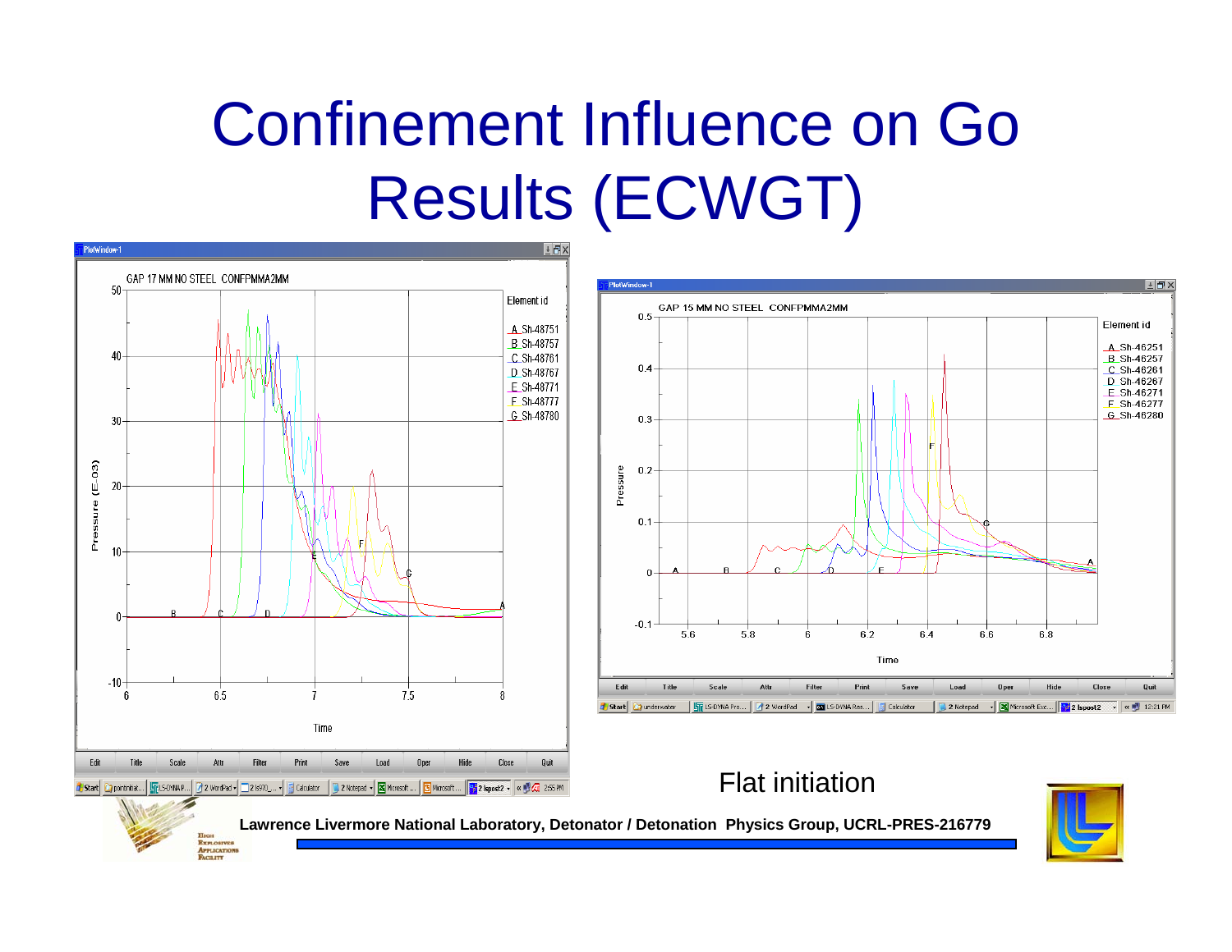# Confinement Influence on Go Results (ECWGT)

PlotWindow-1

GAP 17 MM NO STEEL CONFPMMA2MM

Element id

A Sh-48751
B Sh-48757
C Sh-48761
D Sh-48767
E Sh-48771
F Sh-48777
G Sh-48780

Pressure (E-03)

50
40
30
20
10
0
-10

6
6.5
7
7.5
8

Time

Edit | Title | Scale | Attr | Filter | Print | Save | Load | Oper | Hide | Close | Quit

PlotWindow-1

GAP 15 MM NO STEEL CONFPMMA2MM

Element id

A Sh-46251
B Sh-46257
C Sh-46261
D Sh-46267
E Sh-46271
F Sh-46277
G Sh-46280

Pressure

0.5
0.4
0.3
0.2
0.1
0
-0.1

5.6
5.8
6
6.2
6.4
6.6
6.8

Time

Edit | Title | Scale | Attr | Filter | Print | Save | Load | Oper | Hide | Close | Quit

Flat initiation

Lawrence Livermore National Laboratory, Detonator / Detonation Physics Group, UCRL-PRES-216779

High Explosives Applications Facility